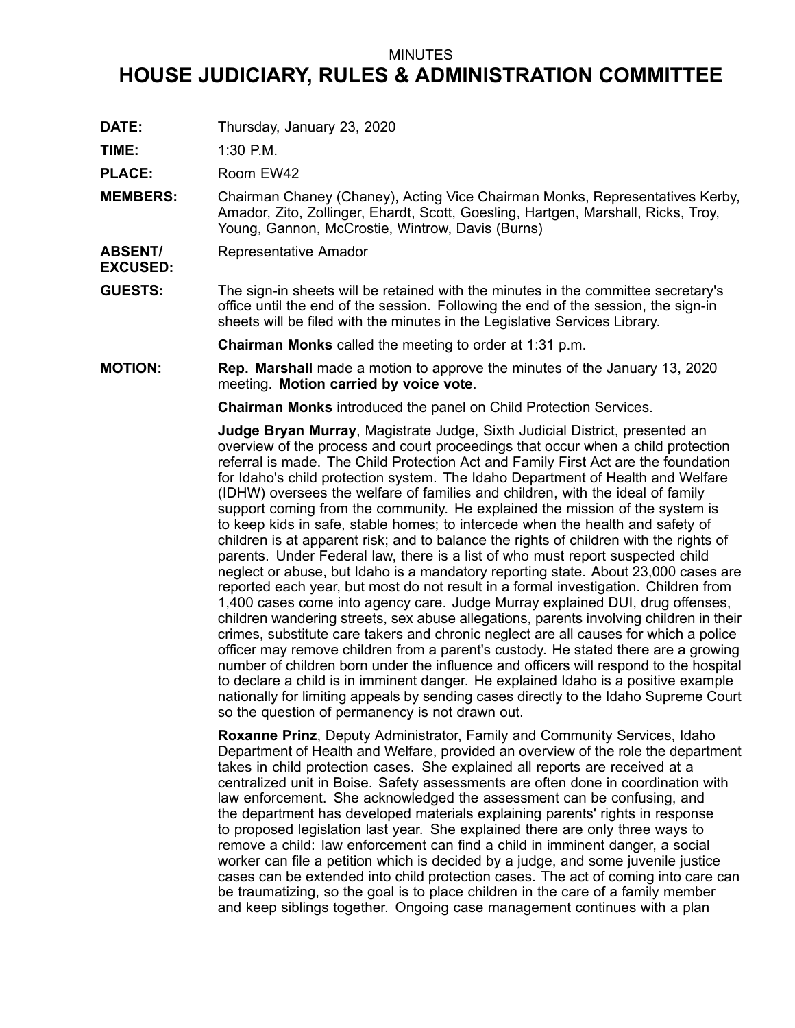MINUTES

# HOUSE JUDICIARY, RULES & ADMINISTRATION COMMITTEE

**DATE:** Thursday, January 23, 2020

**TIME:** 1:30 P.M.

**PLACE:** Room EW42

**MEMBERS:** Chairman Chaney (Chaney), Acting Vice Chairman Monks, Representatives Kerby, Amador, Zito, Zollinger, Ehardt, Scott, Goesling, Hartgen, Marshall, Ricks, Troy, Young, Gannon, McCrostie, Wintrow, Davis (Burns)

**ABSENT/ EXCUSED:** Representative Amador

**GUESTS:** The sign-in sheets will be retained with the minutes in the committee secretary's office until the end of the session. Following the end of the session, the sign-in sheets will be filed with the minutes in the Legislative Services Library.

**Chairman Monks** called the meeting to order at 1:31 p.m.

**MOTION:** **Rep. Marshall** made a motion to approve the minutes of the January 13, 2020 meeting. **Motion carried by voice vote**.

**Chairman Monks** introduced the panel on Child Protection Services.

**Judge Bryan Murray**, Magistrate Judge, Sixth Judicial District, presented an overview of the process and court proceedings that occur when a child protection referral is made. The Child Protection Act and Family First Act are the foundation for Idaho's child protection system. The Idaho Department of Health and Welfare (IDHW) oversees the welfare of families and children, with the ideal of family support coming from the community. He explained the mission of the system is to keep kids in safe, stable homes; to intercede when the health and safety of children is at apparent risk; and to balance the rights of children with the rights of parents. Under Federal law, there is a list of who must report suspected child neglect or abuse, but Idaho is a mandatory reporting state. About 23,000 cases are reported each year, but most do not result in a formal investigation. Children from 1,400 cases come into agency care. Judge Murray explained DUI, drug offenses, children wandering streets, sex abuse allegations, parents involving children in their crimes, substitute care takers and chronic neglect are all causes for which a police officer may remove children from a parent's custody. He stated there are a growing number of children born under the influence and officers will respond to the hospital to declare a child is in imminent danger. He explained Idaho is a positive example nationally for limiting appeals by sending cases directly to the Idaho Supreme Court so the question of permanency is not drawn out.

**Roxanne Prinz**, Deputy Administrator, Family and Community Services, Idaho Department of Health and Welfare, provided an overview of the role the department takes in child protection cases. She explained all reports are received at a centralized unit in Boise. Safety assessments are often done in coordination with law enforcement. She acknowledged the assessment can be confusing, and the department has developed materials explaining parents' rights in response to proposed legislation last year. She explained there are only three ways to remove a child: law enforcement can find a child in imminent danger, a social worker can file a petition which is decided by a judge, and some juvenile justice cases can be extended into child protection cases. The act of coming into care can be traumatizing, so the goal is to place children in the care of a family member and keep siblings together. Ongoing case management continues with a plan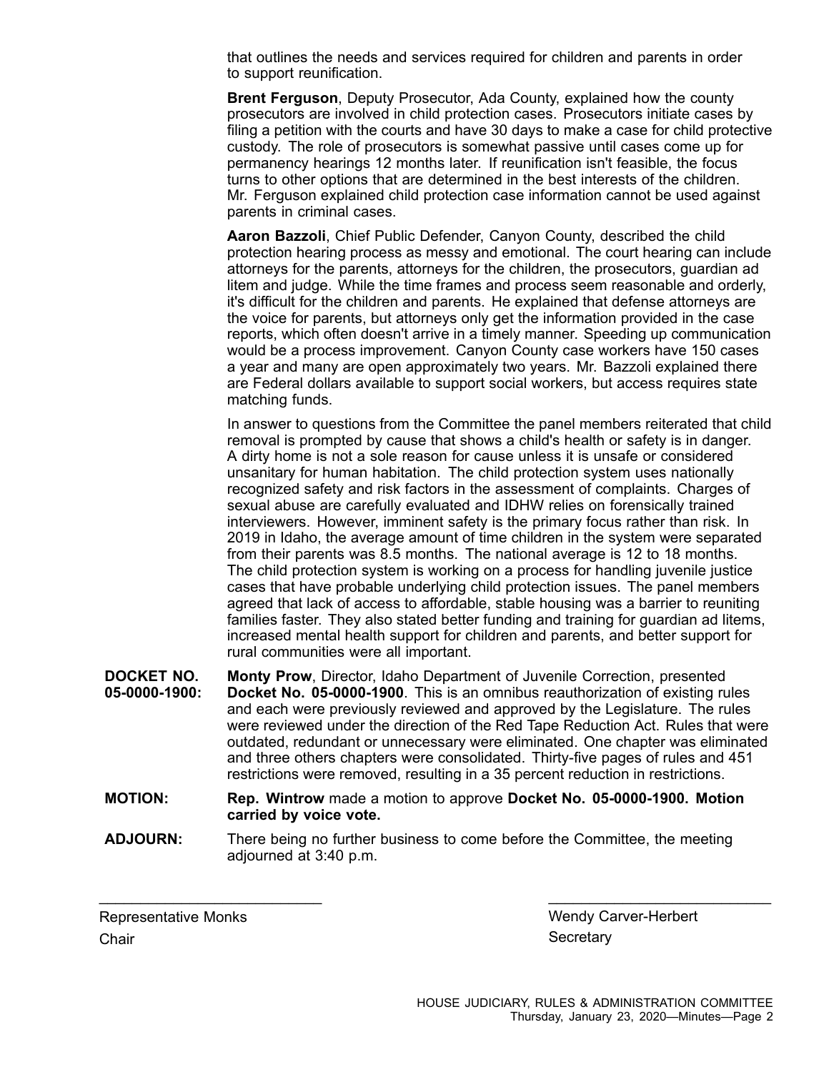that outlines the needs and services required for children and parents in order to support reunification.

**Brent Ferguson**, Deputy Prosecutor, Ada County, explained how the county prosecutors are involved in child protection cases. Prosecutors initiate cases by filing a petition with the courts and have 30 days to make a case for child protective custody. The role of prosecutors is somewhat passive until cases come up for permanency hearings 12 months later. If reunification isn't feasible, the focus turns to other options that are determined in the best interests of the children. Mr. Ferguson explained child protection case information cannot be used against parents in criminal cases.

**Aaron Bazzoli**, Chief Public Defender, Canyon County, described the child protection hearing process as messy and emotional. The court hearing can include attorneys for the parents, attorneys for the children, the prosecutors, guardian ad litem and judge. While the time frames and process seem reasonable and orderly, it's difficult for the children and parents. He explained that defense attorneys are the voice for parents, but attorneys only get the information provided in the case reports, which often doesn't arrive in a timely manner. Speeding up communication would be a process improvement. Canyon County case workers have 150 cases a year and many are open approximately two years. Mr. Bazzoli explained there are Federal dollars available to support social workers, but access requires state matching funds.

In answer to questions from the Committee the panel members reiterated that child removal is prompted by cause that shows a child's health or safety is in danger. A dirty home is not a sole reason for cause unless it is unsafe or considered unsanitary for human habitation. The child protection system uses nationally recognized safety and risk factors in the assessment of complaints. Charges of sexual abuse are carefully evaluated and IDHW relies on forensically trained interviewers. However, imminent safety is the primary focus rather than risk. In 2019 in Idaho, the average amount of time children in the system were separated from their parents was 8.5 months. The national average is 12 to 18 months. The child protection system is working on a process for handling juvenile justice cases that have probable underlying child protection issues. The panel members agreed that lack of access to affordable, stable housing was a barrier to reuniting families faster. They also stated better funding and training for guardian ad litems, increased mental health support for children and parents, and better support for rural communities were all important.

**DOCKET NO. 05-0000-1900:** **Monty Prow**, Director, Idaho Department of Juvenile Correction, presented **Docket No. 05-0000-1900**. This is an omnibus reauthorization of existing rules and each were previously reviewed and approved by the Legislature. The rules were reviewed under the direction of the Red Tape Reduction Act. Rules that were outdated, redundant or unnecessary were eliminated. One chapter was eliminated and three others chapters were consolidated. Thirty-five pages of rules and 451 restrictions were removed, resulting in a 35 percent reduction in restrictions.

**MOTION:** **Rep. Wintrow** made a motion to approve **Docket No. 05-0000-1900. Motion carried by voice vote.**

**ADJOURN:** There being no further business to come before the Committee, the meeting adjourned at 3:40 p.m.

___________________________ ___________________________

Representative Monks
Chair

Wendy Carver-Herbert
Secretary